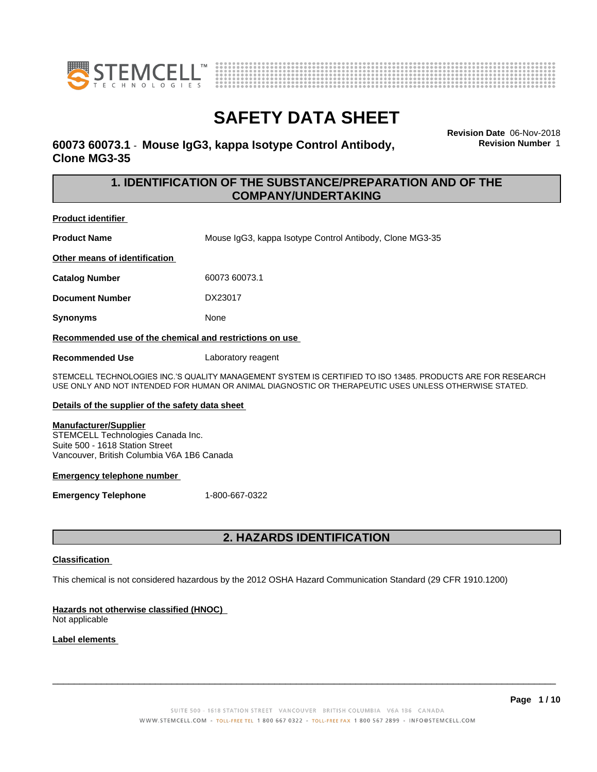# SAFETY DATA SHEET

**60073 60073.1 - Mouse IgG3, kappa Isotype Control Antibody, Clone MG3-35**

**Revision Date** 06-Nov-2018
**Revision Number** 1

## 1. IDENTIFICATION OF THE SUBSTANCE/PREPARATION AND OF THE COMPANY/UNDERTAKING

**Product identifier**

**Product Name** Mouse IgG3, kappa Isotype Control Antibody, Clone MG3-35

**Other means of identification**

**Catalog Number** 60073 60073.1

**Document Number** DX23017

**Synonyms** None

**Recommended use of the chemical and restrictions on use**

**Recommended Use** Laboratory reagent

STEMCELL TECHNOLOGIES INC.'S QUALITY MANAGEMENT SYSTEM IS CERTIFIED TO ISO 13485. PRODUCTS ARE FOR RESEARCH USE ONLY AND NOT INTENDED FOR HUMAN OR ANIMAL DIAGNOSTIC OR THERAPEUTIC USES UNLESS OTHERWISE STATED.

**Details of the supplier of the safety data sheet**

**Manufacturer/Supplier**
STEMCELL Technologies Canada Inc.
Suite 500 - 1618 Station Street
Vancouver, British Columbia V6A 1B6 Canada

**Emergency telephone number**

**Emergency Telephone** 1-800-667-0322

## 2. HAZARDS IDENTIFICATION

**Classification**

This chemical is not considered hazardous by the 2012 OSHA Hazard Communication Standard (29 CFR 1910.1200)

**Hazards not otherwise classified (HNOC)**
Not applicable

**Label elements**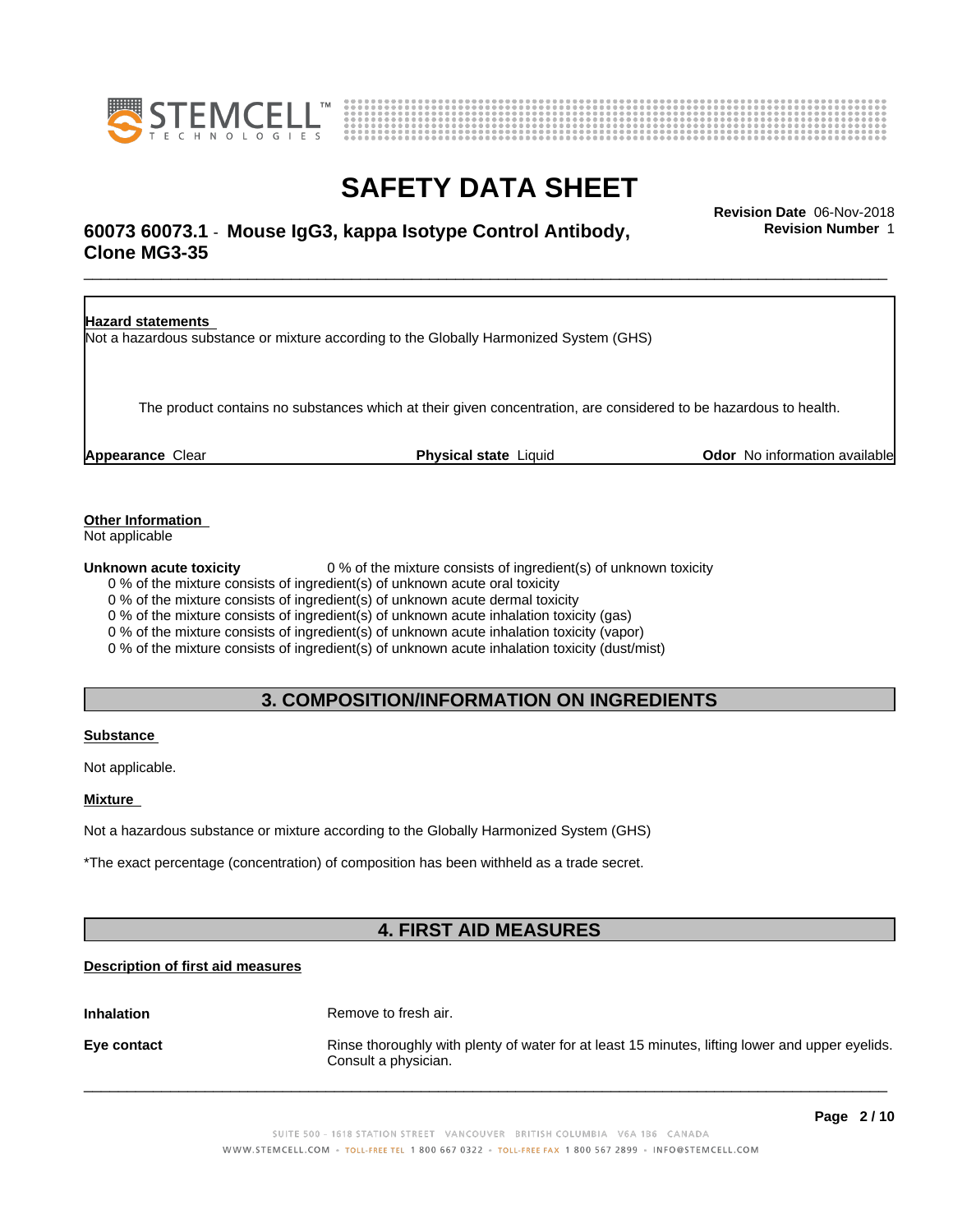**Hazard statements**

Not a hazardous substance or mixture according to the Globally Harmonized System (GHS)

The product contains no substances which at their given concentration, are considered to be hazardous to health.

**Appearance** Clear **Physical state** Liquid **Odor** No information available

**Other Information**

Not applicable

**Unknown acute toxicity** 0 % of the mixture consists of ingredient(s) of unknown toxicity

0 % of the mixture consists of ingredient(s) of unknown acute oral toxicity
0 % of the mixture consists of ingredient(s) of unknown acute dermal toxicity
0 % of the mixture consists of ingredient(s) of unknown acute inhalation toxicity (gas)
0 % of the mixture consists of ingredient(s) of unknown acute inhalation toxicity (vapor)
0 % of the mixture consists of ingredient(s) of unknown acute inhalation toxicity (dust/mist)

## 3. COMPOSITION/INFORMATION ON INGREDIENTS

**Substance**

Not applicable.

**Mixture**

Not a hazardous substance or mixture according to the Globally Harmonized System (GHS)

*The exact percentage (concentration) of composition has been withheld as a trade secret.

## 4. FIRST AID MEASURES

**Description of first aid measures**

**Inhalation** Remove to fresh air.

**Eye contact** Rinse thoroughly with plenty of water for at least 15 minutes, lifting lower and upper eyelids. Consult a physician.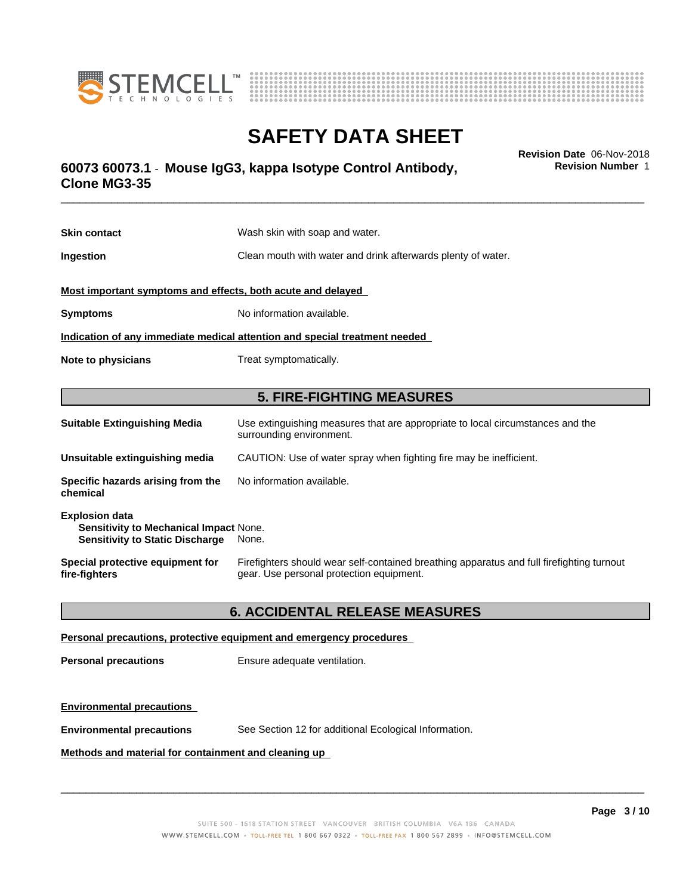**Skin contact** Wash skin with soap and water.

**Ingestion** Clean mouth with water and drink afterwards plenty of water.

**Most important symptoms and effects, both acute and delayed**

**Symptoms** No information available.

**Indication of any immediate medical attention and special treatment needed**

**Note to physicians** Treat symptomatically.

## 5. FIRE-FIGHTING MEASURES

**Suitable Extinguishing Media** Use extinguishing measures that are appropriate to local circumstances and the surrounding environment.

**Unsuitable extinguishing media** CAUTION: Use of water spray when fighting fire may be inefficient.

**Specific hazards arising from the chemical** No information available.

**Explosion data**
**Sensitivity to Mechanical Impact** None.
**Sensitivity to Static Discharge** None.

**Special protective equipment for fire-fighters** Firefighters should wear self-contained breathing apparatus and full firefighting turnout gear. Use personal protection equipment.

## 6. ACCIDENTAL RELEASE MEASURES

**Personal precautions, protective equipment and emergency procedures**

**Personal precautions** Ensure adequate ventilation.

**Environmental precautions**

**Environmental precautions** See Section 12 for additional Ecological Information.

**Methods and material for containment and cleaning up**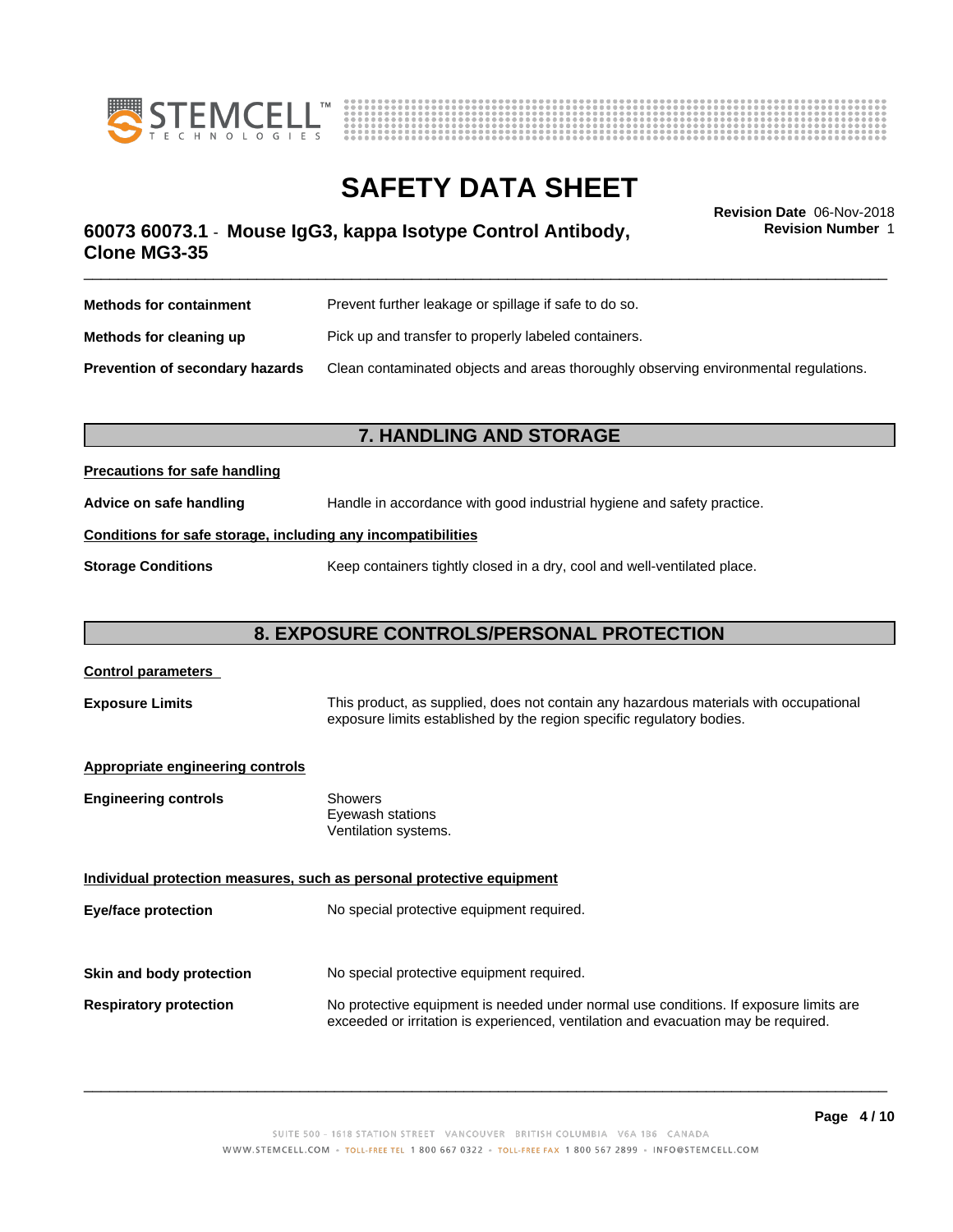| | |
|---|---|
| **Methods for containment** | Prevent further leakage or spillage if safe to do so. |
| **Methods for cleaning up** | Pick up and transfer to properly labeled containers. |
| **Prevention of secondary hazards** | Clean contaminated objects and areas thoroughly observing environmental regulations. |

## 7. HANDLING AND STORAGE

**Precautions for safe handling**

| | |
|---|---|
| **Advice on safe handling** | Handle in accordance with good industrial hygiene and safety practice. |

**Conditions for safe storage, including any incompatibilities**

| | |
|---|---|
| **Storage Conditions** | Keep containers tightly closed in a dry, cool and well-ventilated place. |

## 8. EXPOSURE CONTROLS/PERSONAL PROTECTION

**Control parameters**

| | |
|---|---|
| **Exposure Limits** | This product, as supplied, does not contain any hazardous materials with occupational exposure limits established by the region specific regulatory bodies. |

**Appropriate engineering controls**

| | |
|---|---|
| **Engineering controls** | Showers<br>Eyewash stations<br>Ventilation systems. |

**Individual protection measures, such as personal protective equipment**

| | |
|---|---|
| **Eye/face protection** | No special protective equipment required. |
| **Skin and body protection** | No special protective equipment required. |
| **Respiratory protection** | No protective equipment is needed under normal use conditions. If exposure limits are exceeded or irritation is experienced, ventilation and evacuation may be required. |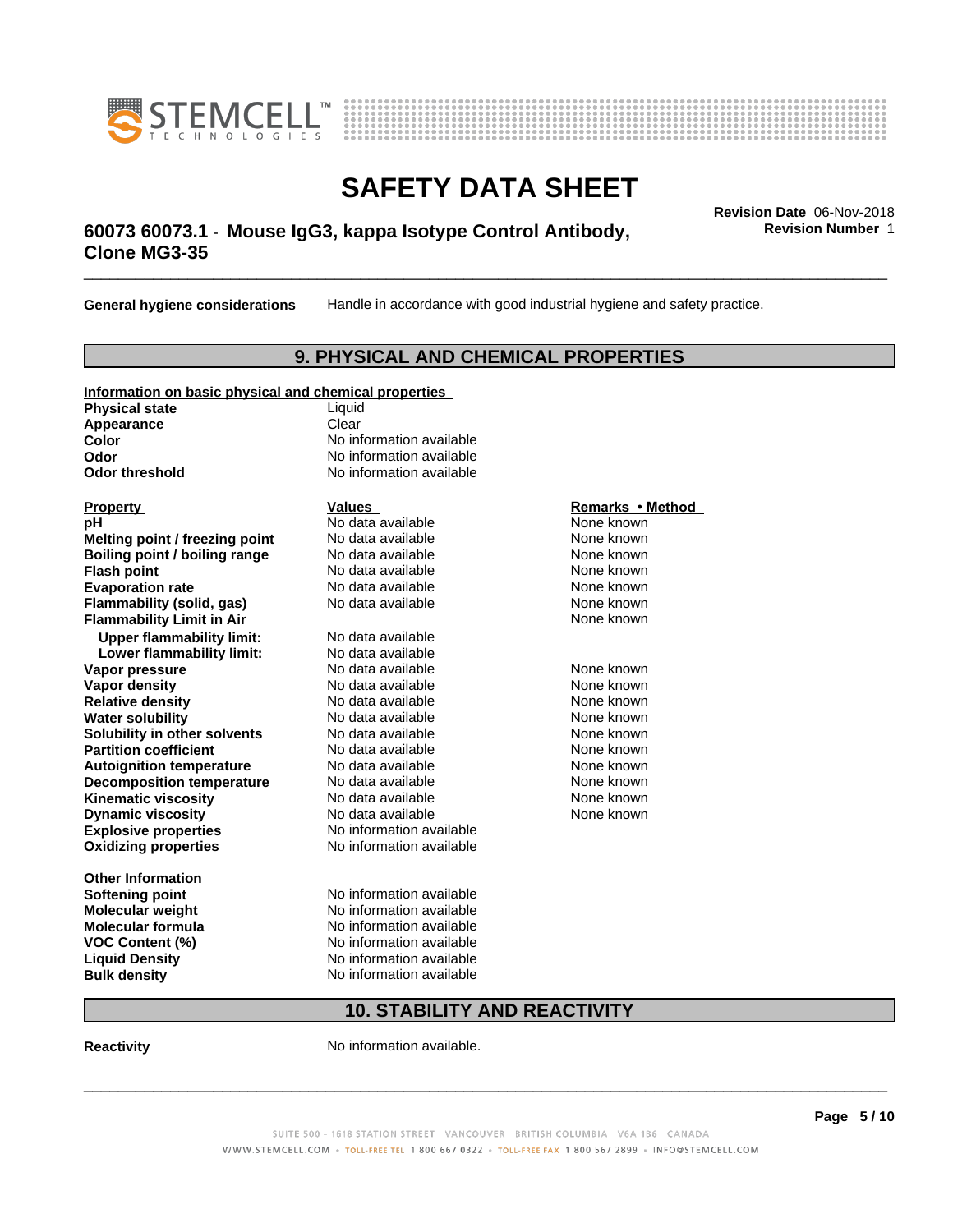**General hygiene considerations** Handle in accordance with good industrial hygiene and safety practice.

## 9. PHYSICAL AND CHEMICAL PROPERTIES

**Information on basic physical and chemical properties**

| | |
|---|---|
| **Physical state** | Liquid |
| **Appearance** | Clear |
| **Color** | No information available |
| **Odor** | No information available |
| **Odor threshold** | No information available |

| Property | Values | Remarks • Method |
|---|---|---|
| **pH** | No data available | None known |
| **Melting point / freezing point** | No data available | None known |
| **Boiling point / boiling range** | No data available | None known |
| **Flash point** | No data available | None known |
| **Evaporation rate** | No data available | None known |
| **Flammability (solid, gas)** | No data available | None known |
| **Flammability Limit in Air** | | None known |
| **Upper flammability limit:** | No data available | |
| **Lower flammability limit:** | No data available | |
| **Vapor pressure** | No data available | None known |
| **Vapor density** | No data available | None known |
| **Relative density** | No data available | None known |
| **Water solubility** | No data available | None known |
| **Solubility in other solvents** | No data available | None known |
| **Partition coefficient** | No data available | None known |
| **Autoignition temperature** | No data available | None known |
| **Decomposition temperature** | No data available | None known |
| **Kinematic viscosity** | No data available | None known |
| **Dynamic viscosity** | No data available | None known |
| **Explosive properties** | No information available | |
| **Oxidizing properties** | No information available | |

**Other Information**

| | |
|---|---|
| **Softening point** | No information available |
| **Molecular weight** | No information available |
| **Molecular formula** | No information available |
| **VOC Content (%)** | No information available |
| **Liquid Density** | No information available |
| **Bulk density** | No information available |

## 10. STABILITY AND REACTIVITY

**Reactivity** No information available.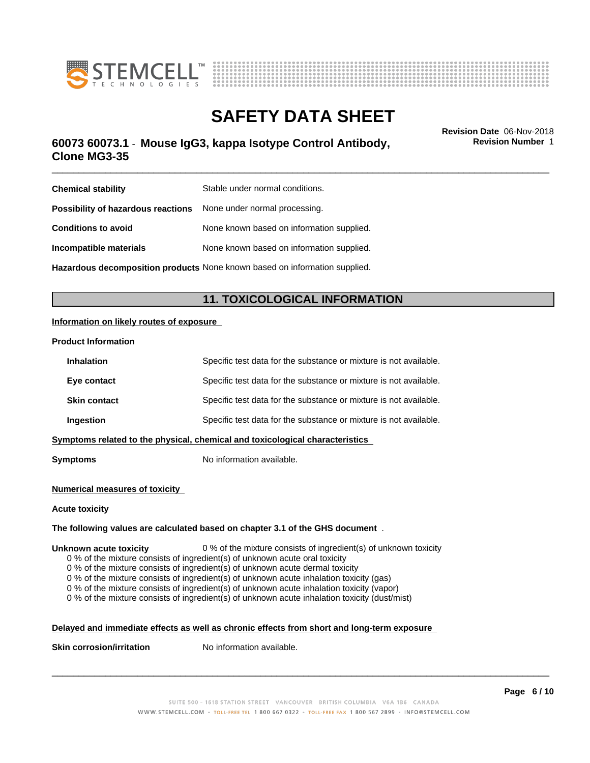| | |
|---|---|
| **Chemical stability** | Stable under normal conditions. |
| **Possibility of hazardous reactions** | None under normal processing. |
| **Conditions to avoid** | None known based on information supplied. |
| **Incompatible materials** | None known based on information supplied. |
| **Hazardous decomposition products** | None known based on information supplied. |

## 11. TOXICOLOGICAL INFORMATION

**Information on likely routes of exposure**

**Product Information**

| | |
|---|---|
| **Inhalation** | Specific test data for the substance or mixture is not available. |
| **Eye contact** | Specific test data for the substance or mixture is not available. |
| **Skin contact** | Specific test data for the substance or mixture is not available. |
| **Ingestion** | Specific test data for the substance or mixture is not available. |

**Symptoms related to the physical, chemical and toxicological characteristics**

**Symptoms** No information available.

**Numerical measures of toxicity**

**Acute toxicity**

**The following values are calculated based on chapter 3.1 of the GHS document** .

**Unknown acute toxicity** 0 % of the mixture consists of ingredient(s) of unknown toxicity

0 % of the mixture consists of ingredient(s) of unknown acute oral toxicity
0 % of the mixture consists of ingredient(s) of unknown acute dermal toxicity
0 % of the mixture consists of ingredient(s) of unknown acute inhalation toxicity (gas)
0 % of the mixture consists of ingredient(s) of unknown acute inhalation toxicity (vapor)
0 % of the mixture consists of ingredient(s) of unknown acute inhalation toxicity (dust/mist)

**Delayed and immediate effects as well as chronic effects from short and long-term exposure**

**Skin corrosion/irritation** No information available.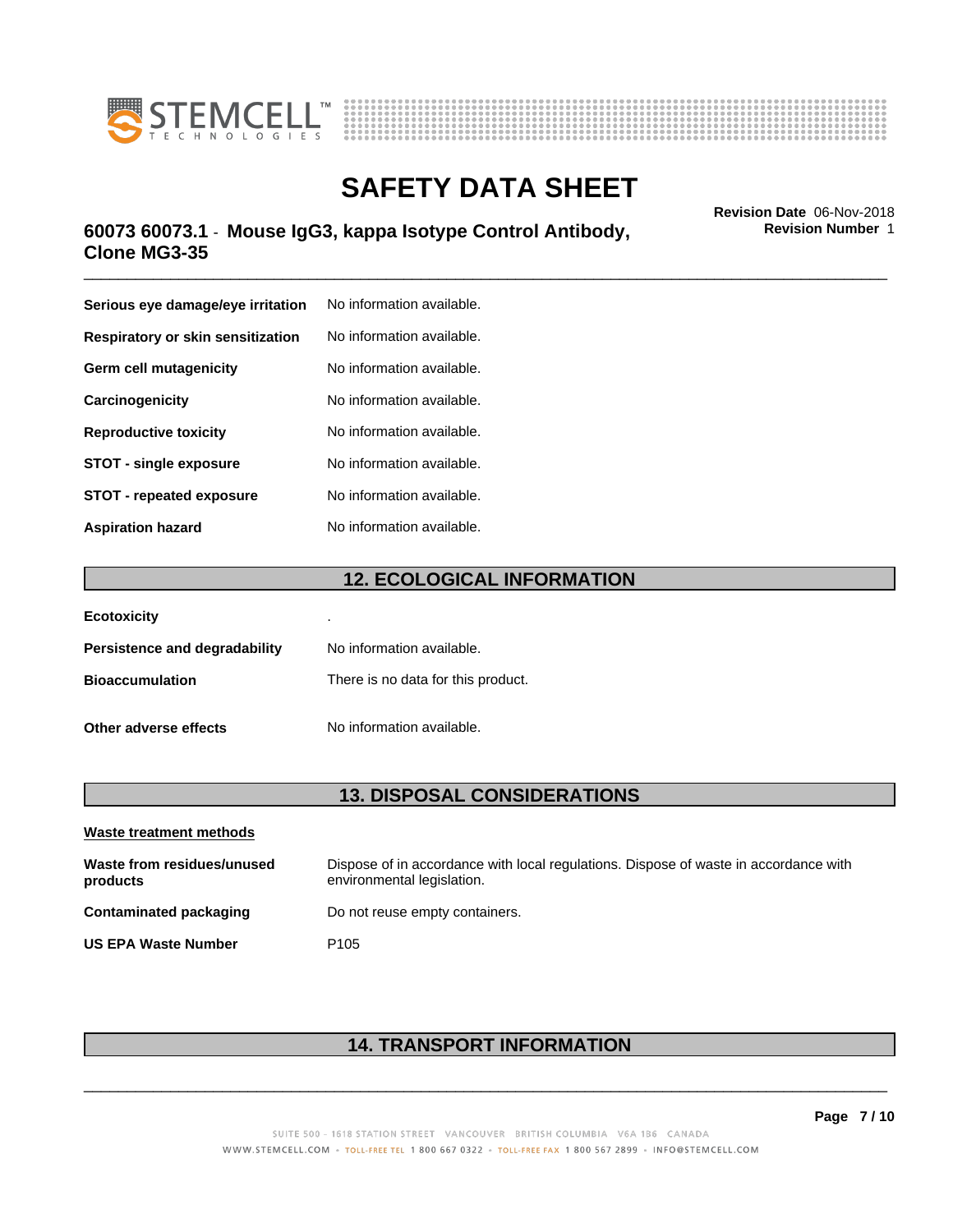| | |
|---|---|
| **Serious eye damage/eye irritation** | No information available. |
| **Respiratory or skin sensitization** | No information available. |
| **Germ cell mutagenicity** | No information available. |
| **Carcinogenicity** | No information available. |
| **Reproductive toxicity** | No information available. |
| **STOT - single exposure** | No information available. |
| **STOT - repeated exposure** | No information available. |
| **Aspiration hazard** | No information available. |

## 12. ECOLOGICAL INFORMATION

| | |
|---|---|
| **Ecotoxicity** | . |
| **Persistence and degradability** | No information available. |
| **Bioaccumulation** | There is no data for this product. |
| **Other adverse effects** | No information available. |

## 13. DISPOSAL CONSIDERATIONS

**Waste treatment methods**

| | |
|---|---|
| **Waste from residues/unused products** | Dispose of in accordance with local regulations. Dispose of waste in accordance with environmental legislation. |
| **Contaminated packaging** | Do not reuse empty containers. |
| **US EPA Waste Number** | P105 |

## 14. TRANSPORT INFORMATION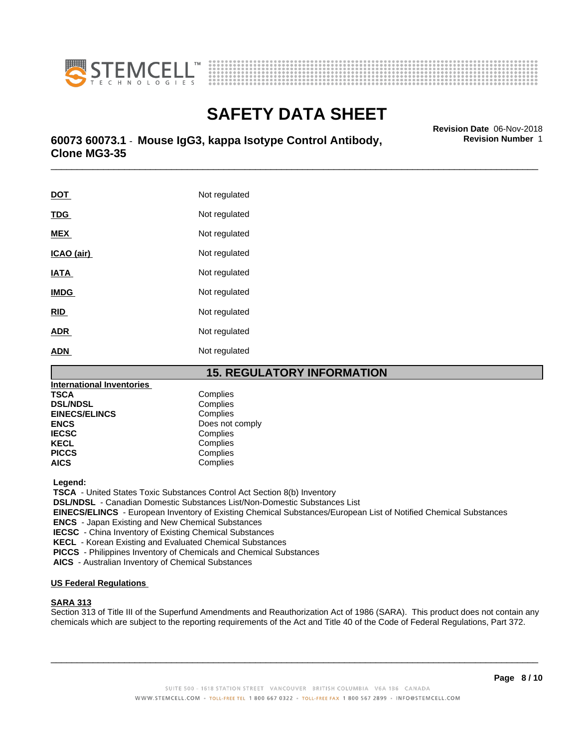| | |
|---|---|
| **DOT** | Not regulated |
| **TDG** | Not regulated |
| **MEX** | Not regulated |
| **ICAO (air)** | Not regulated |
| **IATA** | Not regulated |
| **IMDG** | Not regulated |
| **RID** | Not regulated |
| **ADR** | Not regulated |
| **ADN** | Not regulated |

## 15. REGULATORY INFORMATION

**International Inventories**

| | |
|---|---|
| **TSCA** | Complies |
| **DSL/NDSL** | Complies |
| **EINECS/ELINCS** | Complies |
| **ENCS** | Does not comply |
| **IECSC** | Complies |
| **KECL** | Complies |
| **PICCS** | Complies |
| **AICS** | Complies |

**Legend:**

**TSCA** - United States Toxic Substances Control Act Section 8(b) Inventory
**DSL/NDSL** - Canadian Domestic Substances List/Non-Domestic Substances List
**EINECS/ELINCS** - European Inventory of Existing Chemical Substances/European List of Notified Chemical Substances
**ENCS** - Japan Existing and New Chemical Substances
**IECSC** - China Inventory of Existing Chemical Substances
**KECL** - Korean Existing and Evaluated Chemical Substances
**PICCS** - Philippines Inventory of Chemicals and Chemical Substances
**AICS** - Australian Inventory of Chemical Substances

**US Federal Regulations**

**SARA 313**
Section 313 of Title III of the Superfund Amendments and Reauthorization Act of 1986 (SARA). This product does not contain any chemicals which are subject to the reporting requirements of the Act and Title 40 of the Code of Federal Regulations, Part 372.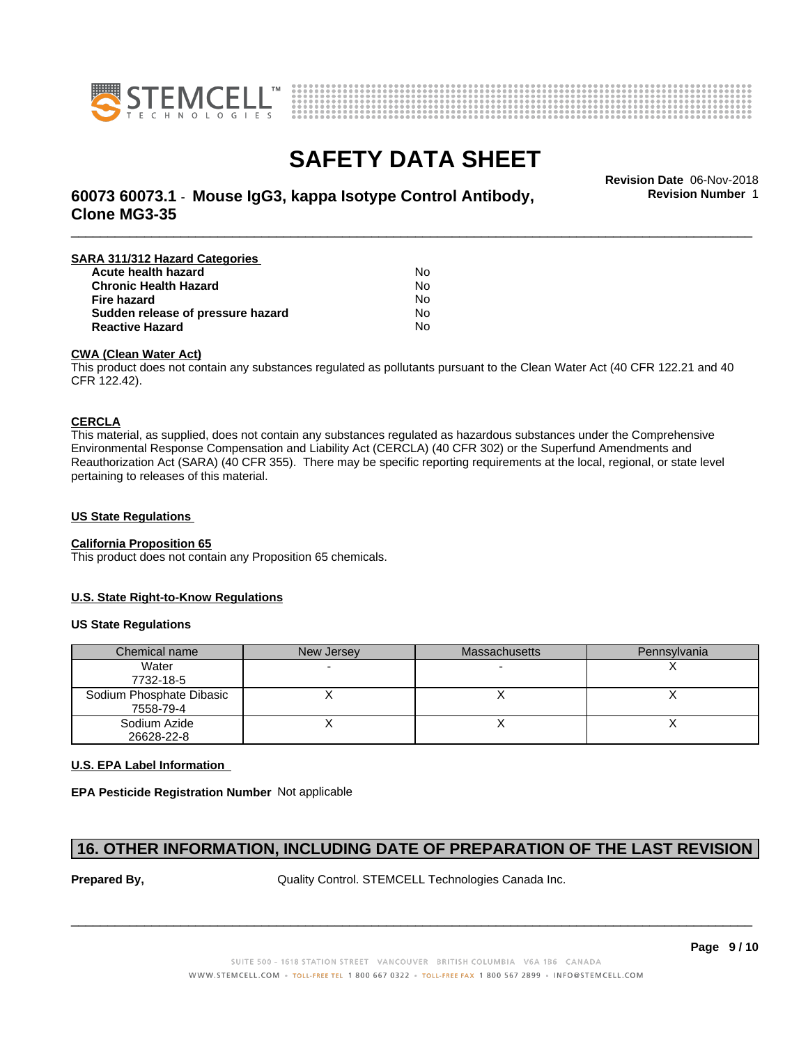**SARA 311/312 Hazard Categories**

| | |
|---|---|
| **Acute health hazard** | No |
| **Chronic Health Hazard** | No |
| **Fire hazard** | No |
| **Sudden release of pressure hazard** | No |
| **Reactive Hazard** | No |

**CWA (Clean Water Act)**

This product does not contain any substances regulated as pollutants pursuant to the Clean Water Act (40 CFR 122.21 and 40 CFR 122.42).

**CERCLA**

This material, as supplied, does not contain any substances regulated as hazardous substances under the Comprehensive Environmental Response Compensation and Liability Act (CERCLA) (40 CFR 302) or the Superfund Amendments and Reauthorization Act (SARA) (40 CFR 355). There may be specific reporting requirements at the local, regional, or state level pertaining to releases of this material.

**US State Regulations**

**California Proposition 65**

This product does not contain any Proposition 65 chemicals.

**U.S. State Right-to-Know Regulations**

**US State Regulations**

| Chemical name | New Jersey | Massachusetts | Pennsylvania |
|---|---|---|---|
| Water<br>7732-18-5 | - | - | X |
| Sodium Phosphate Dibasic<br>7558-79-4 | X | X | X |
| Sodium Azide<br>26628-22-8 | X | X | X |

**U.S. EPA Label Information**

**EPA Pesticide Registration Number** Not applicable

## 16. OTHER INFORMATION, INCLUDING DATE OF PREPARATION OF THE LAST REVISION

**Prepared By,** Quality Control. STEMCELL Technologies Canada Inc.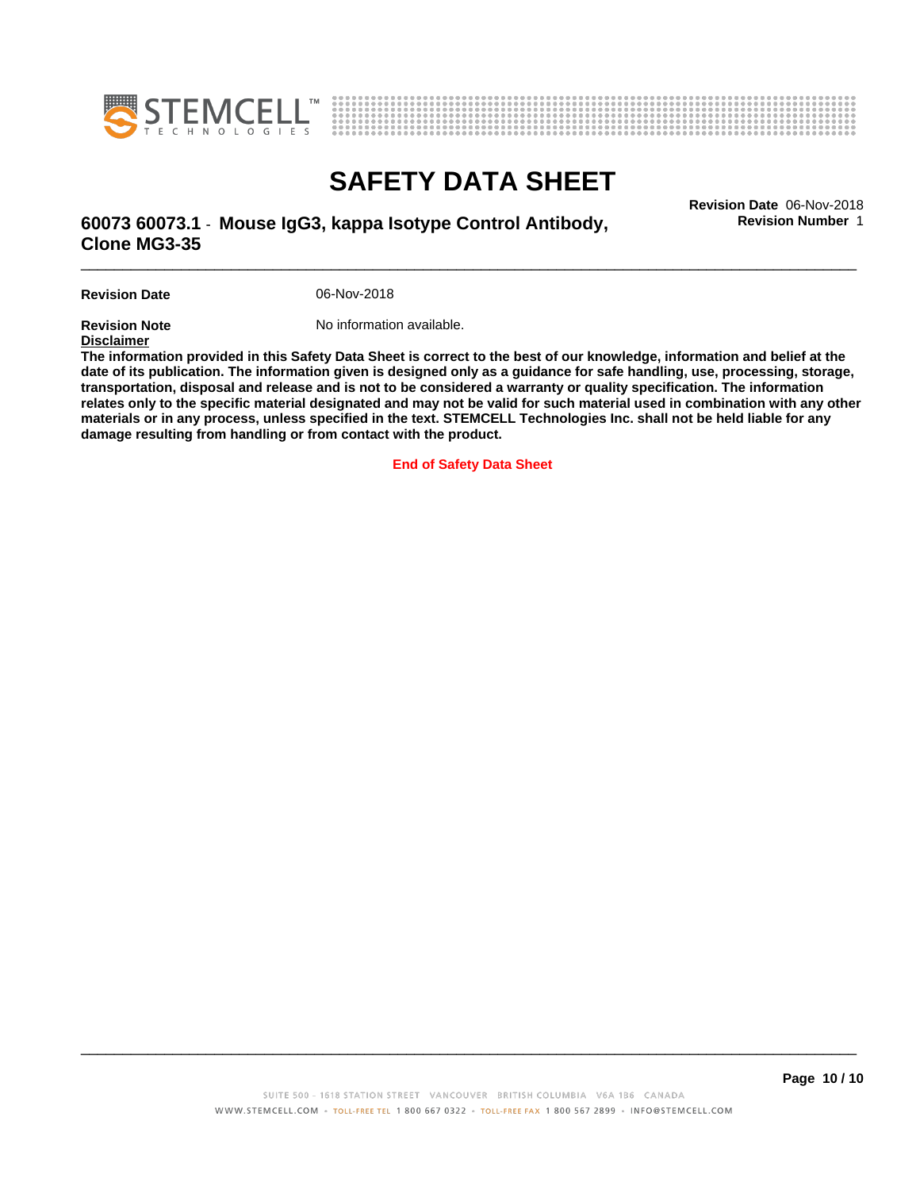# SAFETY DATA SHEET

## 60073 60073.1 - Mouse IgG3, kappa Isotype Control Antibody, Clone MG3-35

**Revision Date** 06-Nov-2018
**Revision Number** 1

---

**Revision Date** 06-Nov-2018

**Revision Note** No information available.

**Disclaimer**

**The information provided in this Safety Data Sheet is correct to the best of our knowledge, information and belief at the date of its publication. The information given is designed only as a guidance for safe handling, use, processing, storage, transportation, disposal and release and is not to be considered a warranty or quality specification. The information relates only to the specific material designated and may not be valid for such material used in combination with any other materials or in any process, unless specified in the text. STEMCELL Technologies Inc. shall not be held liable for any damage resulting from handling or from contact with the product.**

**End of Safety Data Sheet**